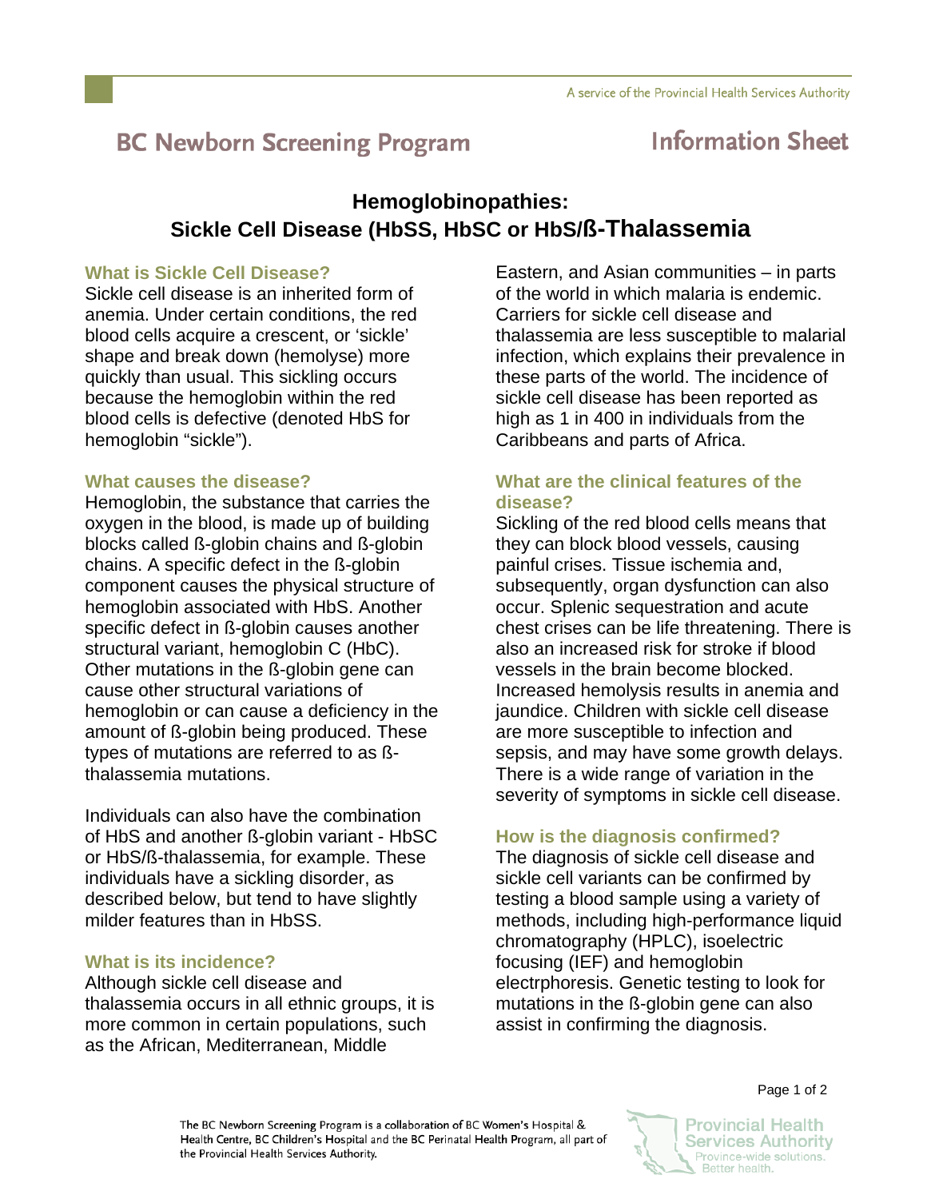# BC Newborn Screening Program — Information Sheet

## Hemoglobinopathies: Sickle Cell Disease (HbSS, HbSC or HbS/ß-Thalassemia

### What is Sickle Cell Disease?

Sickle cell disease is an inherited form of anemia. Under certain conditions, the red blood cells acquire a crescent, or 'sickle' shape and break down (hemolyse) more quickly than usual. This sickling occurs because the hemoglobin within the red blood cells is defective (denoted HbS for hemoglobin "sickle").

### What causes the disease?

Hemoglobin, the substance that carries the oxygen in the blood, is made up of building blocks called ß-globin chains and ß-globin chains. A specific defect in the ß-globin component causes the physical structure of hemoglobin associated with HbS. Another specific defect in ß-globin causes another structural variant, hemoglobin C (HbC). Other mutations in the ß-globin gene can cause other structural variations of hemoglobin or can cause a deficiency in the amount of ß-globin being produced. These types of mutations are referred to as ß-thalassemia mutations.

Individuals can also have the combination of HbS and another ß-globin variant - HbSC or HbS/ß-thalassemia, for example. These individuals have a sickling disorder, as described below, but tend to have slightly milder features than in HbSS.

### What is its incidence?

Although sickle cell disease and thalassemia occurs in all ethnic groups, it is more common in certain populations, such as the African, Mediterranean, Middle Eastern, and Asian communities – in parts of the world in which malaria is endemic. Carriers for sickle cell disease and thalassemia are less susceptible to malarial infection, which explains their prevalence in these parts of the world. The incidence of sickle cell disease has been reported as high as 1 in 400 in individuals from the Caribbeans and parts of Africa.

### What are the clinical features of the disease?

Sickling of the red blood cells means that they can block blood vessels, causing painful crises. Tissue ischemia and, subsequently, organ dysfunction can also occur. Splenic sequestration and acute chest crises can be life threatening. There is also an increased risk for stroke if blood vessels in the brain become blocked. Increased hemolysis results in anemia and jaundice. Children with sickle cell disease are more susceptible to infection and sepsis, and may have some growth delays. There is a wide range of variation in the severity of symptoms in sickle cell disease.

### How is the diagnosis confirmed?

The diagnosis of sickle cell disease and sickle cell variants can be confirmed by testing a blood sample using a variety of methods, including high-performance liquid chromatography (HPLC), isoelectric focusing (IEF) and hemoglobin electrphoresis. Genetic testing to look for mutations in the ß-globin gene can also assist in confirming the diagnosis.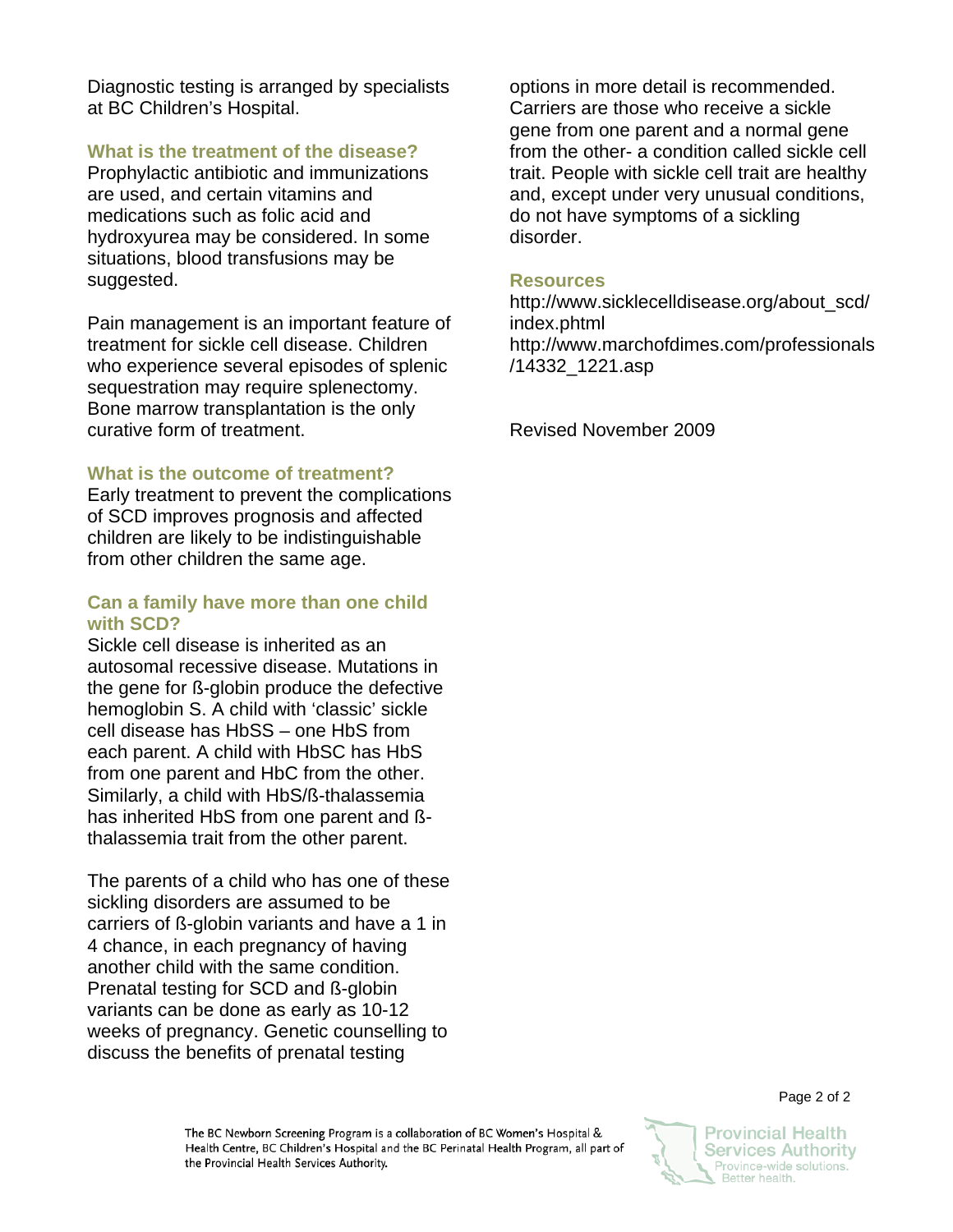Diagnostic testing is arranged by specialists at BC Children's Hospital.

### What is the treatment of the disease?

Prophylactic antibiotic and immunizations are used, and certain vitamins and medications such as folic acid and hydroxyurea may be considered. In some situations, blood transfusions may be suggested.

Pain management is an important feature of treatment for sickle cell disease. Children who experience several episodes of splenic sequestration may require splenectomy. Bone marrow transplantation is the only curative form of treatment.

### What is the outcome of treatment?

Early treatment to prevent the complications of SCD improves prognosis and affected children are likely to be indistinguishable from other children the same age.

### Can a family have more than one child with SCD?

Sickle cell disease is inherited as an autosomal recessive disease. Mutations in the gene for ß-globin produce the defective hemoglobin S. A child with 'classic' sickle cell disease has HbSS – one HbS from each parent. A child with HbSC has HbS from one parent and HbC from the other. Similarly, a child with HbS/ß-thalassemia has inherited HbS from one parent and ß-thalassemia trait from the other parent.

The parents of a child who has one of these sickling disorders are assumed to be carriers of ß-globin variants and have a 1 in 4 chance, in each pregnancy of having another child with the same condition. Prenatal testing for SCD and ß-globin variants can be done as early as 10-12 weeks of pregnancy. Genetic counselling to discuss the benefits of prenatal testing options in more detail is recommended. Carriers are those who receive a sickle gene from one parent and a normal gene from the other- a condition called sickle cell trait. People with sickle cell trait are healthy and, except under very unusual conditions, do not have symptoms of a sickling disorder.

### Resources

http://www.sicklecelldisease.org/about_scd/index.phtml
http://www.marchofdimes.com/professionals/14332_1221.asp

Revised November 2009

The BC Newborn Screening Program is a collaboration of BC Women's Hospital & Health Centre, BC Children's Hospital and the BC Perinatal Health Program, all part of the Provincial Health Services Authority.

Provincial Health Services Authority
Province-wide solutions. Better health.